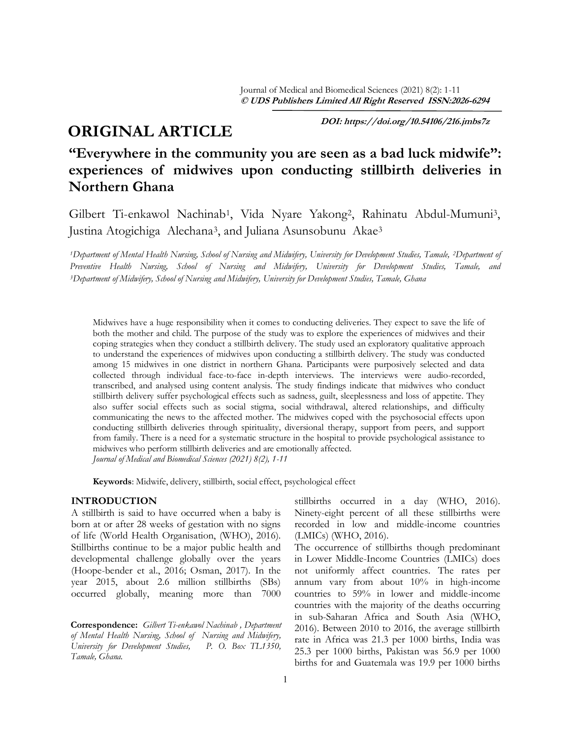DOI: https://doi.org/10.54106/216.jmbs7z

ORIGINAL ARTICLE

# "Everywhere in the community you are seen as a bad luck midwife": experiences of midwives upon conducting stillbirth deliveries in Northern Ghana

Gilbert Ti-enkawol Nachinab[1], Vida Nyare Yakong[2], Rahinatu Abdul-Mumuni[3], Justina Atogichiga Alechana[3], and Juliana Asunsobunu Akae[3]

*[1]Department of Mental Health Nursing, School of Nursing and Midwifery, University for Development Studies, Tamale, [2]Department of Preventive Health Nursing, School of Nursing and Midwifery, University for Development Studies, Tamale, and [3]Department of Midwifery, School of Nursing and Midwifery, University for Development Studies, Tamale, Ghana*

Midwives have a huge responsibility when it comes to conducting deliveries. They expect to save the life of both the mother and child. The purpose of the study was to explore the experiences of midwives and their coping strategies when they conduct a stillbirth delivery. The study used an exploratory qualitative approach to understand the experiences of midwives upon conducting a stillbirth delivery. The study was conducted among 15 midwives in one district in northern Ghana. Participants were purposively selected and data collected through individual face-to-face in-depth interviews. The interviews were audio-recorded, transcribed, and analysed using content analysis. The study findings indicate that midwives who conduct stillbirth delivery suffer psychological effects such as sadness, guilt, sleeplessness and loss of appetite. They also suffer social effects such as social stigma, social withdrawal, altered relationships, and difficulty communicating the news to the affected mother. The midwives coped with the psychosocial effects upon conducting stillbirth deliveries through spirituality, diversional therapy, support from peers, and support from family. There is a need for a systematic structure in the hospital to provide psychological assistance to midwives who perform stillbirth deliveries and are emotionally affected.

*Journal of Medical and Biomedical Sciences (2021) 8(2), 1-11*

**Keywords**: Midwife, delivery, stillbirth, social effect, psychological effect

## INTRODUCTION

A stillbirth is said to have occurred when a baby is born at or after 28 weeks of gestation with no signs of life (World Health Organisation, (WHO), 2016). Stillbirths continue to be a major public health and developmental challenge globally over the years (Hoope-bender et al., 2016; Osman, 2017). In the year 2015, about 2.6 million stillbirths (SBs) occurred globally, meaning more than 7000 stillbirths occurred in a day (WHO, 2016). Ninety-eight percent of all these stillbirths were recorded in low and middle-income countries (LMICs) (WHO, 2016).

The occurrence of stillbirths though predominant in Lower Middle-Income Countries (LMICs) does not uniformly affect countries. The rates per annum vary from about 10% in high-income countries to 59% in lower and middle-income countries with the majority of the deaths occurring in sub-Saharan Africa and South Asia (WHO, 2016). Between 2010 to 2016, the average stillbirth rate in Africa was 21.3 per 1000 births, India was 25.3 per 1000 births, Pakistan was 56.9 per 1000 births for and Guatemala was 19.9 per 1000 births

**Correspondence:** *Gilbert Ti-enkawol Nachinab , Department of Mental Health Nursing, School of Nursing and Midwifery, University for Development Studies, P. O. Box TL1350, Tamale, Ghana.*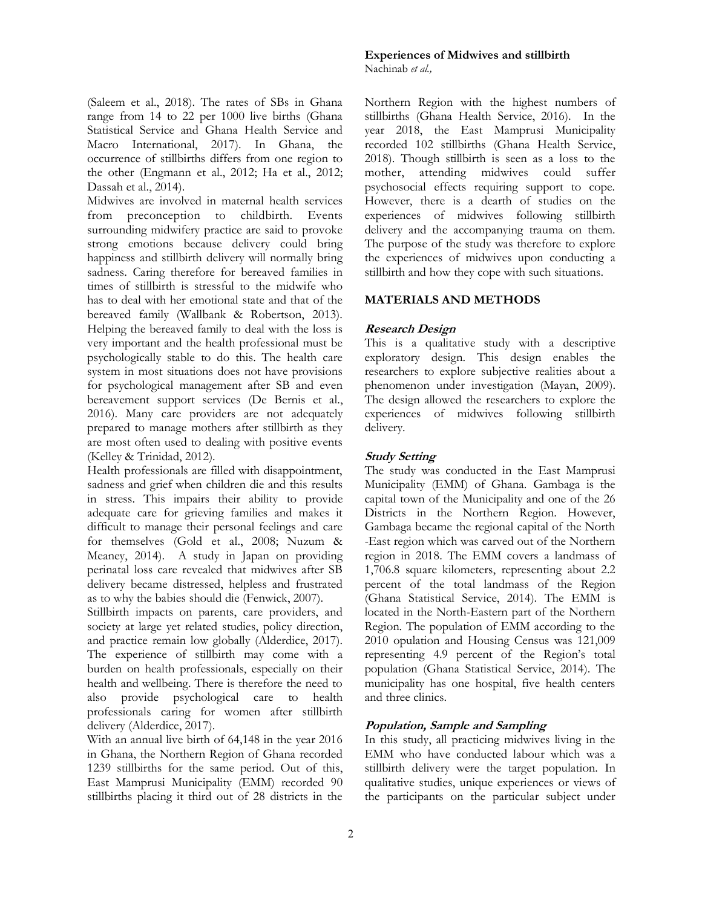(Saleem et al., 2018). The rates of SBs in Ghana range from 14 to 22 per 1000 live births (Ghana Statistical Service and Ghana Health Service and Macro International, 2017). In Ghana, the occurrence of stillbirths differs from one region to the other (Engmann et al., 2012; Ha et al., 2012; Dassah et al., 2014).

Midwives are involved in maternal health services from preconception to childbirth. Events surrounding midwifery practice are said to provoke strong emotions because delivery could bring happiness and stillbirth delivery will normally bring sadness. Caring therefore for bereaved families in times of stillbirth is stressful to the midwife who has to deal with her emotional state and that of the bereaved family (Wallbank & Robertson, 2013). Helping the bereaved family to deal with the loss is very important and the health professional must be psychologically stable to do this. The health care system in most situations does not have provisions for psychological management after SB and even bereavement support services (De Bernis et al., 2016). Many care providers are not adequately prepared to manage mothers after stillbirth as they are most often used to dealing with positive events (Kelley & Trinidad, 2012).

Health professionals are filled with disappointment, sadness and grief when children die and this results in stress. This impairs their ability to provide adequate care for grieving families and makes it difficult to manage their personal feelings and care for themselves (Gold et al., 2008; Nuzum & Meaney, 2014). A study in Japan on providing perinatal loss care revealed that midwives after SB delivery became distressed, helpless and frustrated as to why the babies should die (Fenwick, 2007).

Stillbirth impacts on parents, care providers, and society at large yet related studies, policy direction, and practice remain low globally (Alderdice, 2017). The experience of stillbirth may come with a burden on health professionals, especially on their health and wellbeing. There is therefore the need to also provide psychological care to health professionals caring for women after stillbirth delivery (Alderdice, 2017).

With an annual live birth of 64,148 in the year 2016 in Ghana, the Northern Region of Ghana recorded 1239 stillbirths for the same period. Out of this, East Mamprusi Municipality (EMM) recorded 90 stillbirths placing it third out of 28 districts in the Northern Region with the highest numbers of stillbirths (Ghana Health Service, 2016). In the year 2018, the East Mamprusi Municipality recorded 102 stillbirths (Ghana Health Service, 2018). Though stillbirth is seen as a loss to the mother, attending midwives could suffer psychosocial effects requiring support to cope. However, there is a dearth of studies on the experiences of midwives following stillbirth delivery and the accompanying trauma on them. The purpose of the study was therefore to explore the experiences of midwives upon conducting a stillbirth and how they cope with such situations.

## MATERIALS AND METHODS

### *Research Design*

This is a qualitative study with a descriptive exploratory design. This design enables the researchers to explore subjective realities about a phenomenon under investigation (Mayan, 2009). The design allowed the researchers to explore the experiences of midwives following stillbirth delivery.

### *Study Setting*

The study was conducted in the East Mamprusi Municipality (EMM) of Ghana. Gambaga is the capital town of the Municipality and one of the 26 Districts in the Northern Region. However, Gambaga became the regional capital of the North -East region which was carved out of the Northern region in 2018. The EMM covers a landmass of 1,706.8 square kilometers, representing about 2.2 percent of the total landmass of the Region (Ghana Statistical Service, 2014). The EMM is located in the North-Eastern part of the Northern Region. The population of EMM according to the 2010 opulation and Housing Census was 121,009 representing 4.9 percent of the Region's total population (Ghana Statistical Service, 2014). The municipality has one hospital, five health centers and three clinics.

### *Population, Sample and Sampling*

In this study, all practicing midwives living in the EMM who have conducted labour which was a stillbirth delivery were the target population. In qualitative studies, unique experiences or views of the participants on the particular subject under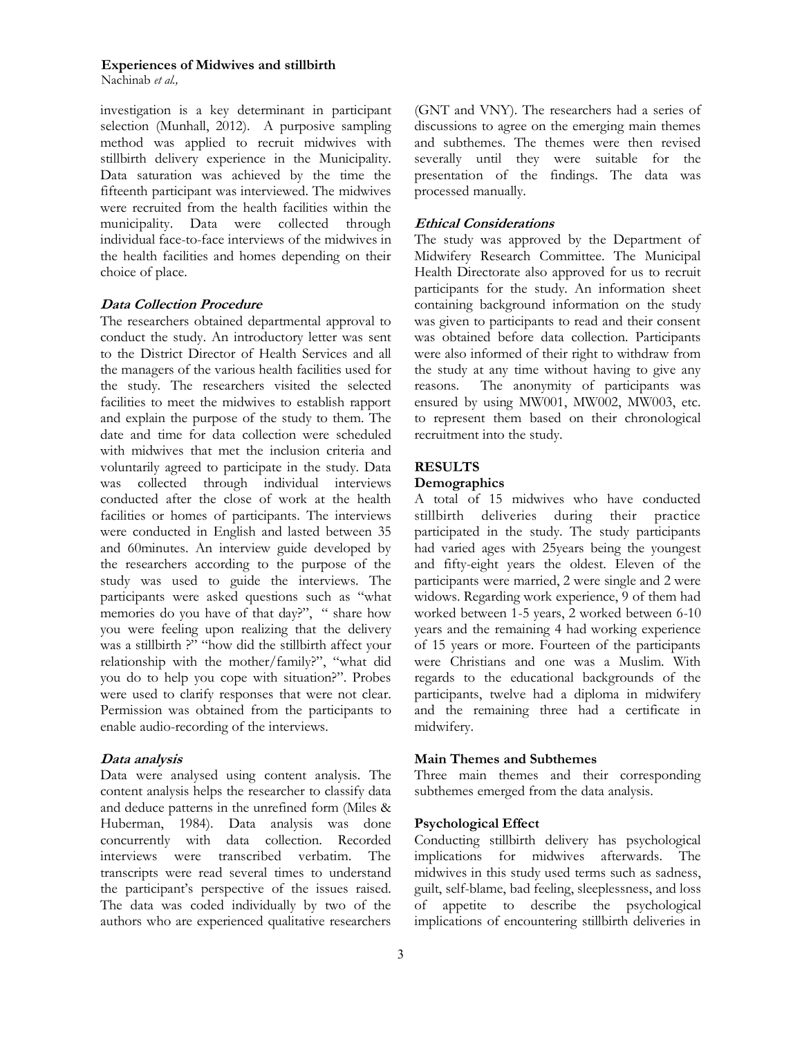investigation is a key determinant in participant selection (Munhall, 2012). A purposive sampling method was applied to recruit midwives with stillbirth delivery experience in the Municipality. Data saturation was achieved by the time the fifteenth participant was interviewed. The midwives were recruited from the health facilities within the municipality. Data were collected through individual face-to-face interviews of the midwives in the health facilities and homes depending on their choice of place.

### *Data Collection Procedure*

The researchers obtained departmental approval to conduct the study. An introductory letter was sent to the District Director of Health Services and all the managers of the various health facilities used for the study. The researchers visited the selected facilities to meet the midwives to establish rapport and explain the purpose of the study to them. The date and time for data collection were scheduled with midwives that met the inclusion criteria and voluntarily agreed to participate in the study. Data was collected through individual interviews conducted after the close of work at the health facilities or homes of participants. The interviews were conducted in English and lasted between 35 and 60minutes. An interview guide developed by the researchers according to the purpose of the study was used to guide the interviews. The participants were asked questions such as "what memories do you have of that day?", " share how you were feeling upon realizing that the delivery was a stillbirth ?" "how did the stillbirth affect your relationship with the mother/family?", "what did you do to help you cope with situation?". Probes were used to clarify responses that were not clear. Permission was obtained from the participants to enable audio-recording of the interviews.

### *Data analysis*

Data were analysed using content analysis. The content analysis helps the researcher to classify data and deduce patterns in the unrefined form (Miles & Huberman, 1984). Data analysis was done concurrently with data collection. Recorded interviews were transcribed verbatim. The transcripts were read several times to understand the participant's perspective of the issues raised. The data was coded individually by two of the authors who are experienced qualitative researchers (GNT and VNY). The researchers had a series of discussions to agree on the emerging main themes and subthemes. The themes were then revised severally until they were suitable for the presentation of the findings. The data was processed manually.

### *Ethical Considerations*

The study was approved by the Department of Midwifery Research Committee. The Municipal Health Directorate also approved for us to recruit participants for the study. An information sheet containing background information on the study was given to participants to read and their consent was obtained before data collection. Participants were also informed of their right to withdraw from the study at any time without having to give any reasons. The anonymity of participants was ensured by using MW001, MW002, MW003, etc. to represent them based on their chronological recruitment into the study.

## RESULTS

### Demographics

A total of 15 midwives who have conducted stillbirth deliveries during their practice participated in the study. The study participants had varied ages with 25years being the youngest and fifty-eight years the oldest. Eleven of the participants were married, 2 were single and 2 were widows. Regarding work experience, 9 of them had worked between 1-5 years, 2 worked between 6-10 years and the remaining 4 had working experience of 15 years or more. Fourteen of the participants were Christians and one was a Muslim. With regards to the educational backgrounds of the participants, twelve had a diploma in midwifery and the remaining three had a certificate in midwifery.

### Main Themes and Subthemes

Three main themes and their corresponding subthemes emerged from the data analysis.

### Psychological Effect

Conducting stillbirth delivery has psychological implications for midwives afterwards. The midwives in this study used terms such as sadness, guilt, self-blame, bad feeling, sleeplessness, and loss of appetite to describe the psychological implications of encountering stillbirth deliveries in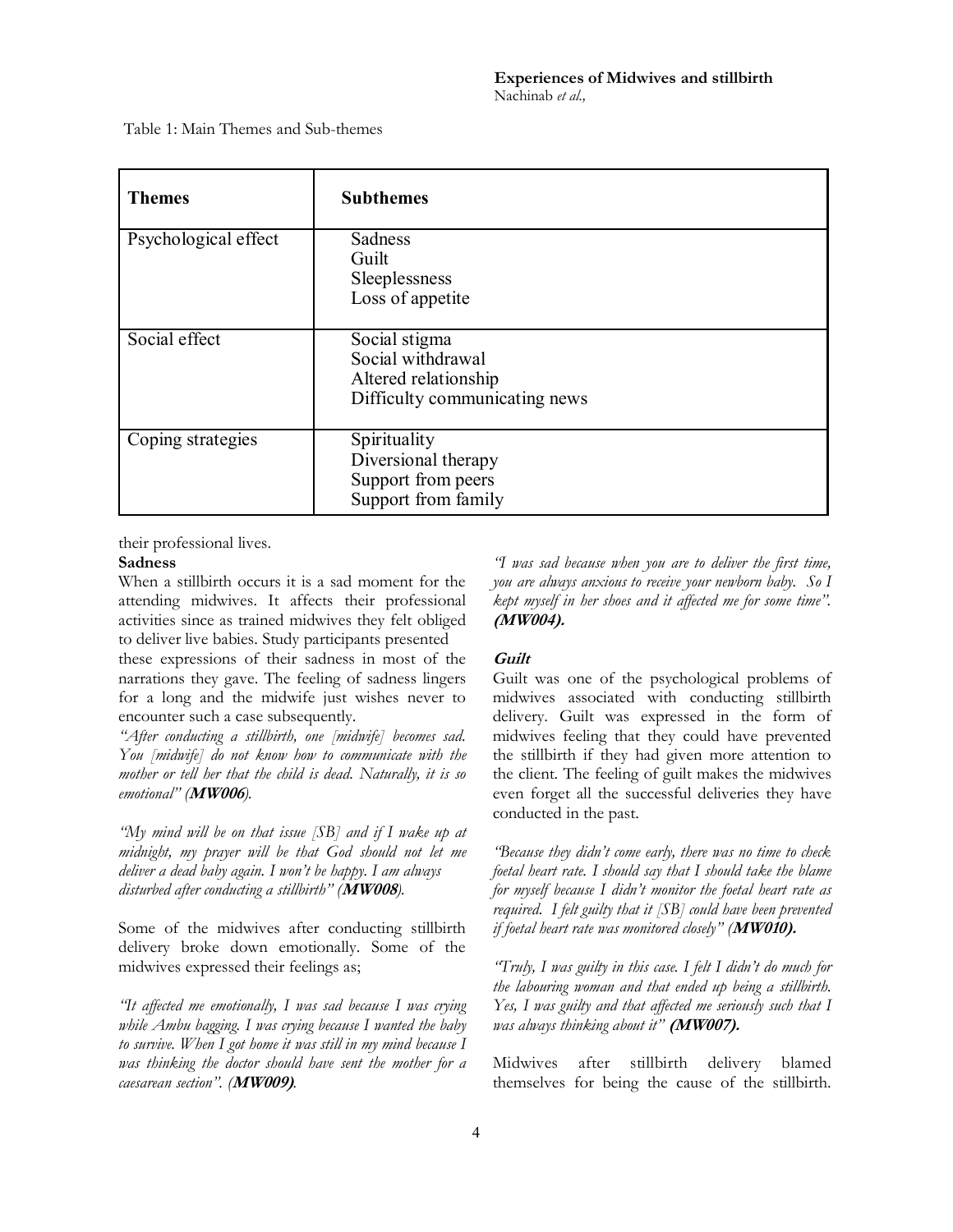Table 1: Main Themes and Sub-themes

| Themes | Subthemes |
|---|---|
| Psychological effect | Sadness<br>Guilt<br>Sleeplessness<br>Loss of appetite |
| Social effect | Social stigma<br>Social withdrawal<br>Altered relationship<br>Difficulty communicating news |
| Coping strategies | Spirituality<br>Diversional therapy<br>Support from peers<br>Support from family |

their professional lives.

**Sadness**

When a stillbirth occurs it is a sad moment for the attending midwives. It affects their professional activities since as trained midwives they felt obliged to deliver live babies. Study participants presented these expressions of their sadness in most of the narrations they gave. The feeling of sadness lingers for a long and the midwife just wishes never to encounter such a case subsequently.

*"After conducting a stillbirth, one [midwife] becomes sad. You [midwife] do not know how to communicate with the mother or tell her that the child is dead. Naturally, it is so emotional" (**MW006**).*

*"My mind will be on that issue [SB] and if I wake up at midnight, my prayer will be that God should not let me deliver a dead baby again. I won't be happy. I am always disturbed after conducting a stillbirth" (**MW008**).*

Some of the midwives after conducting stillbirth delivery broke down emotionally. Some of the midwives expressed their feelings as;

*"It affected me emotionally, I was sad because I was crying while Ambu bagging. I was crying because I wanted the baby to survive. When I got home it was still in my mind because I was thinking the doctor should have sent the mother for a caesarean section". (**MW009**).*

*"I was sad because when you are to deliver the first time, you are always anxious to receive your newborn baby. So I kept myself in her shoes and it affected me for some time". **(MW004).***

***Guilt***

Guilt was one of the psychological problems of midwives associated with conducting stillbirth delivery. Guilt was expressed in the form of midwives feeling that they could have prevented the stillbirth if they had given more attention to the client. The feeling of guilt makes the midwives even forget all the successful deliveries they have conducted in the past.

*"Because they didn't come early, there was no time to check foetal heart rate. I should say that I should take the blame for myself because I didn't monitor the foetal heart rate as required. I felt guilty that it [SB] could have been prevented if foetal heart rate was monitored closely" (**MW010**).*

*"Truly, I was guilty in this case. I felt I didn't do much for the labouring woman and that ended up being a stillbirth. Yes, I was guilty and that affected me seriously such that I was always thinking about it" **(MW007).***

Midwives after stillbirth delivery blamed themselves for being the cause of the stillbirth.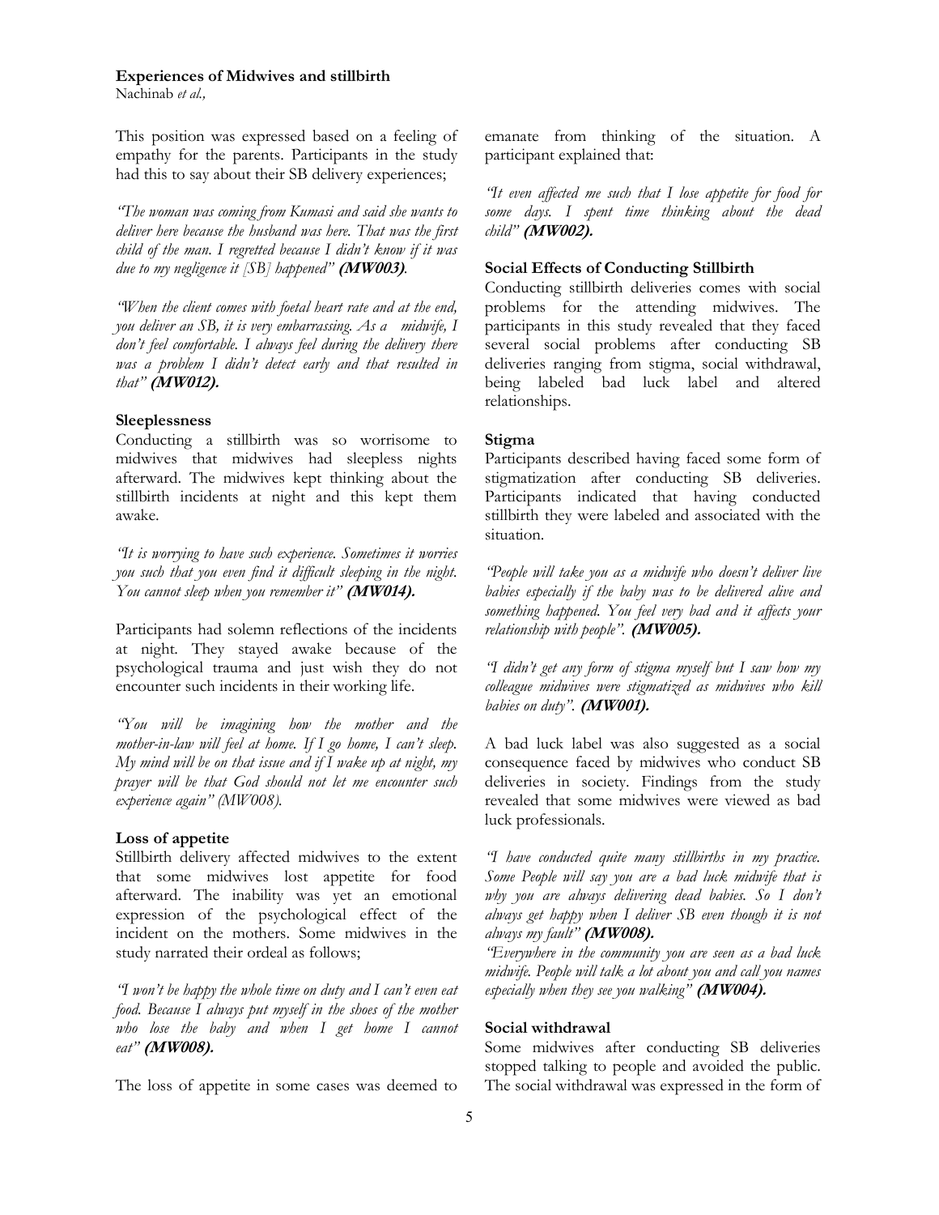This position was expressed based on a feeling of empathy for the parents. Participants in the study had this to say about their SB delivery experiences;

*"The woman was coming from Kumasi and said she wants to deliver here because the husband was here. That was the first child of the man. I regretted because I didn't know if it was due to my negligence it [SB] happened"* ***(MW003)***.

*"When the client comes with foetal heart rate and at the end, you deliver an SB, it is very embarrassing. As a midwife, I don't feel comfortable. I always feel during the delivery there was a problem I didn't detect early and that resulted in that"* ***(MW012).***

### Sleeplessness

Conducting a stillbirth was so worrisome to midwives that midwives had sleepless nights afterward. The midwives kept thinking about the stillbirth incidents at night and this kept them awake.

*"It is worrying to have such experience. Sometimes it worries you such that you even find it difficult sleeping in the night. You cannot sleep when you remember it"* ***(MW014).***

Participants had solemn reflections of the incidents at night. They stayed awake because of the psychological trauma and just wish they do not encounter such incidents in their working life.

*"You will be imagining how the mother and the mother-in-law will feel at home. If I go home, I can't sleep. My mind will be on that issue and if I wake up at night, my prayer will be that God should not let me encounter such experience again" (MW008).*

### Loss of appetite

Stillbirth delivery affected midwives to the extent that some midwives lost appetite for food afterward. The inability was yet an emotional expression of the psychological effect of the incident on the mothers. Some midwives in the study narrated their ordeal as follows;

*"I won't be happy the whole time on duty and I can't even eat food. Because I always put myself in the shoes of the mother who lose the baby and when I get home I cannot eat"* ***(MW008).***

The loss of appetite in some cases was deemed to emanate from thinking of the situation. A participant explained that:

*"It even affected me such that I lose appetite for food for some days. I spent time thinking about the dead child"* ***(MW002).***

### Social Effects of Conducting Stillbirth

Conducting stillbirth deliveries comes with social problems for the attending midwives. The participants in this study revealed that they faced several social problems after conducting SB deliveries ranging from stigma, social withdrawal, being labeled bad luck label and altered relationships.

### Stigma

Participants described having faced some form of stigmatization after conducting SB deliveries. Participants indicated that having conducted stillbirth they were labeled and associated with the situation.

*"People will take you as a midwife who doesn't deliver live babies especially if the baby was to be delivered alive and something happened. You feel very bad and it affects your relationship with people".* ***(MW005).***

*"I didn't get any form of stigma myself but I saw how my colleague midwives were stigmatized as midwives who kill babies on duty".* ***(MW001).***

A bad luck label was also suggested as a social consequence faced by midwives who conduct SB deliveries in society. Findings from the study revealed that some midwives were viewed as bad luck professionals.

*"I have conducted quite many stillbirths in my practice. Some People will say you are a bad luck midwife that is why you are always delivering dead babies. So I don't always get happy when I deliver SB even though it is not always my fault"* ***(MW008).***

*"Everywhere in the community you are seen as a bad luck midwife. People will talk a lot about you and call you names especially when they see you walking"* ***(MW004).***

### Social withdrawal

Some midwives after conducting SB deliveries stopped talking to people and avoided the public. The social withdrawal was expressed in the form of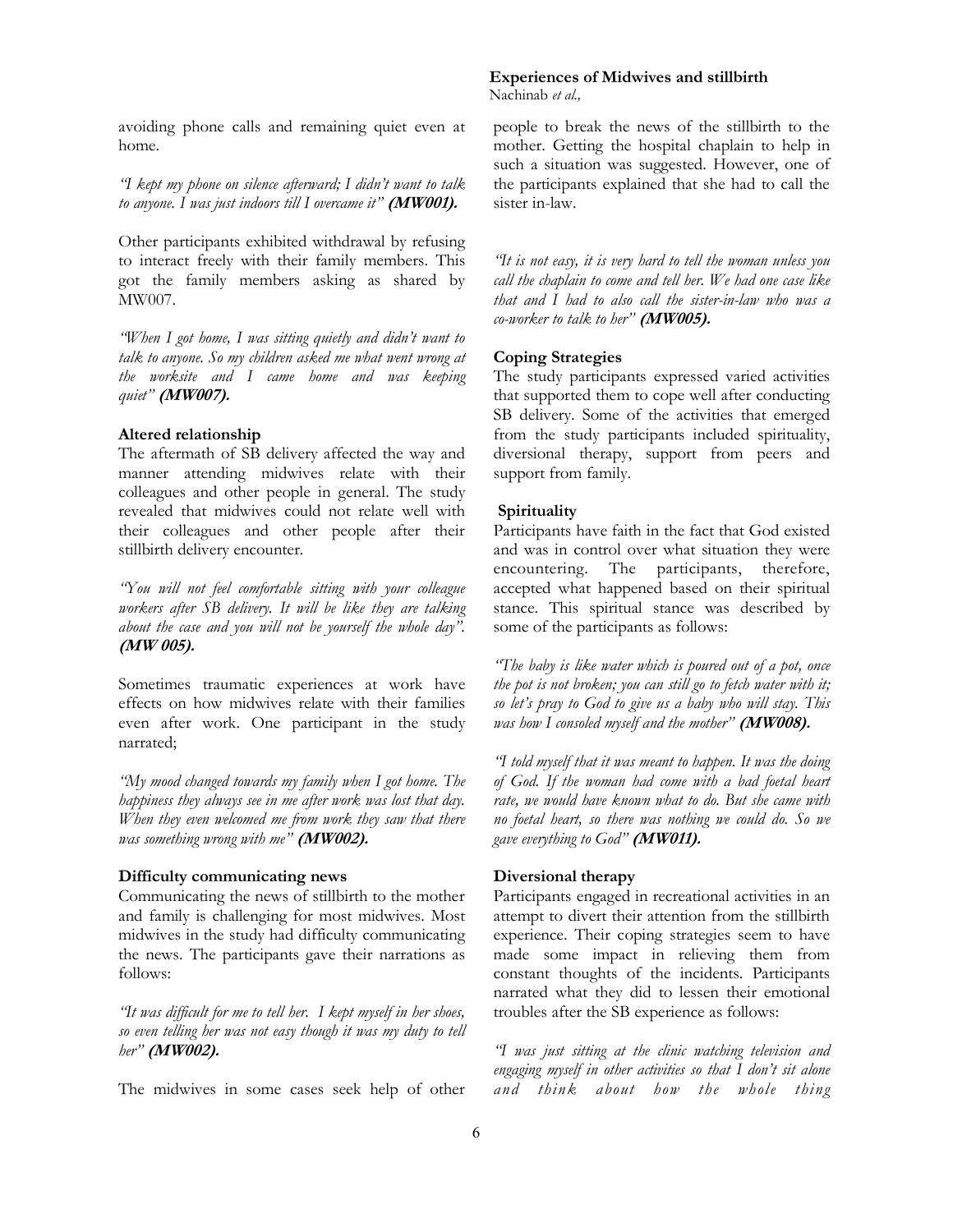avoiding phone calls and remaining quiet even at home.

*"I kept my phone on silence afterward; I didn't want to talk to anyone. I was just indoors till I overcame it"* ***(MW001).***

Other participants exhibited withdrawal by refusing to interact freely with their family members. This got the family members asking as shared by MW007.

*"When I got home, I was sitting quietly and didn't want to talk to anyone. So my children asked me what went wrong at the worksite and I came home and was keeping quiet"* ***(MW007).***

**Altered relationship**

The aftermath of SB delivery affected the way and manner attending midwives relate with their colleagues and other people in general. The study revealed that midwives could not relate well with their colleagues and other people after their stillbirth delivery encounter.

*"You will not feel comfortable sitting with your colleague workers after SB delivery. It will be like they are talking about the case and you will not be yourself the whole day".* ***(MW 005).***

Sometimes traumatic experiences at work have effects on how midwives relate with their families even after work. One participant in the study narrated;

*"My mood changed towards my family when I got home. The happiness they always see in me after work was lost that day. When they even welcomed me from work they saw that there was something wrong with me"* ***(MW002).***

**Difficulty communicating news**

Communicating the news of stillbirth to the mother and family is challenging for most midwives. Most midwives in the study had difficulty communicating the news. The participants gave their narrations as follows:

*"It was difficult for me to tell her. I kept myself in her shoes, so even telling her was not easy though it was my duty to tell her"* ***(MW002).***

The midwives in some cases seek help of other people to break the news of the stillbirth to the mother. Getting the hospital chaplain to help in such a situation was suggested. However, one of the participants explained that she had to call the sister in-law.

*"It is not easy, it is very hard to tell the woman unless you call the chaplain to come and tell her. We had one case like that and I had to also call the sister-in-law who was a co-worker to talk to her"* ***(MW005).***

**Coping Strategies**

The study participants expressed varied activities that supported them to cope well after conducting SB delivery. Some of the activities that emerged from the study participants included spirituality, diversional therapy, support from peers and support from family.

**Spirituality**

Participants have faith in the fact that God existed and was in control over what situation they were encountering. The participants, therefore, accepted what happened based on their spiritual stance. This spiritual stance was described by some of the participants as follows:

*"The baby is like water which is poured out of a pot, once the pot is not broken; you can still go to fetch water with it; so let's pray to God to give us a baby who will stay. This was how I consoled myself and the mother"* ***(MW008).***

*"I told myself that it was meant to happen. It was the doing of God. If the woman had come with a bad foetal heart rate, we would have known what to do. But she came with no foetal heart, so there was nothing we could do. So we gave everything to God"* ***(MW011).***

**Diversional therapy**

Participants engaged in recreational activities in an attempt to divert their attention from the stillbirth experience. Their coping strategies seem to have made some impact in relieving them from constant thoughts of the incidents. Participants narrated what they did to lessen their emotional troubles after the SB experience as follows:

*"I was just sitting at the clinic watching television and engaging myself in other activities so that I don't sit alone and think about how the whole thing*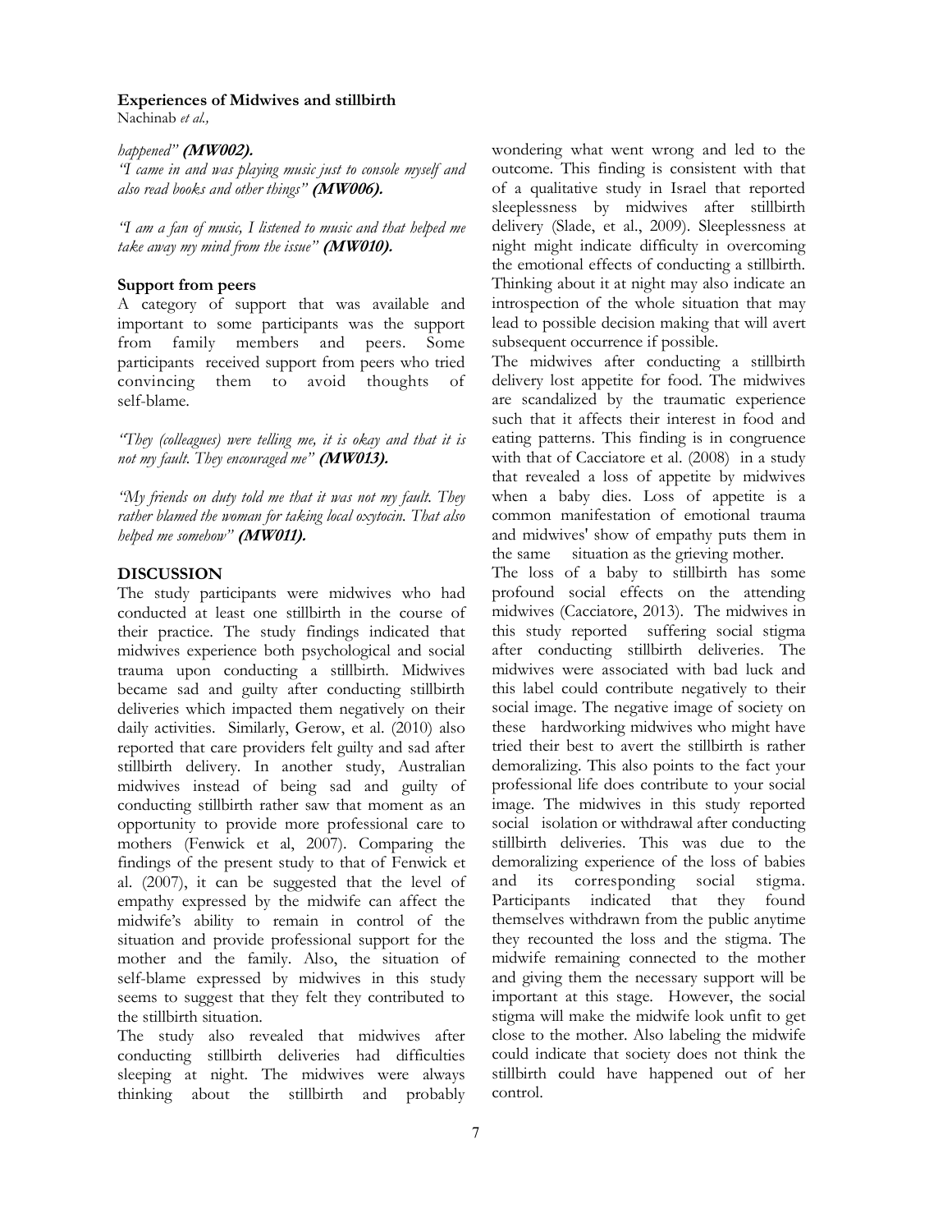*happened"* ***(MW002).***

*"I came in and was playing music just to console myself and also read books and other things"* ***(MW006).***

*"I am a fan of music, I listened to music and that helped me take away my mind from the issue"* ***(MW010).***

### Support from peers

A category of support that was available and important to some participants was the support from family members and peers. Some participants received support from peers who tried convincing them to avoid thoughts of self-blame.

*"They (colleagues) were telling me, it is okay and that it is not my fault. They encouraged me"* ***(MW013).***

*"My friends on duty told me that it was not my fault. They rather blamed the woman for taking local oxytocin. That also helped me somehow"* ***(MW011).***

## DISCUSSION

The study participants were midwives who had conducted at least one stillbirth in the course of their practice. The study findings indicated that midwives experience both psychological and social trauma upon conducting a stillbirth. Midwives became sad and guilty after conducting stillbirth deliveries which impacted them negatively on their daily activities. Similarly, Gerow, et al. (2010) also reported that care providers felt guilty and sad after stillbirth delivery. In another study, Australian midwives instead of being sad and guilty of conducting stillbirth rather saw that moment as an opportunity to provide more professional care to mothers (Fenwick et al, 2007). Comparing the findings of the present study to that of Fenwick et al. (2007), it can be suggested that the level of empathy expressed by the midwife can affect the midwife's ability to remain in control of the situation and provide professional support for the mother and the family. Also, the situation of self-blame expressed by midwives in this study seems to suggest that they felt they contributed to the stillbirth situation.

The study also revealed that midwives after conducting stillbirth deliveries had difficulties sleeping at night. The midwives were always thinking about the stillbirth and probably wondering what went wrong and led to the outcome. This finding is consistent with that of a qualitative study in Israel that reported sleeplessness by midwives after stillbirth delivery (Slade, et al., 2009). Sleeplessness at night might indicate difficulty in overcoming the emotional effects of conducting a stillbirth. Thinking about it at night may also indicate an introspection of the whole situation that may lead to possible decision making that will avert subsequent occurrence if possible.

The midwives after conducting a stillbirth delivery lost appetite for food. The midwives are scandalized by the traumatic experience such that it affects their interest in food and eating patterns. This finding is in congruence with that of Cacciatore et al. (2008) in a study that revealed a loss of appetite by midwives when a baby dies. Loss of appetite is a common manifestation of emotional trauma and midwives' show of empathy puts them in the same situation as the grieving mother.

The loss of a baby to stillbirth has some profound social effects on the attending midwives (Cacciatore, 2013). The midwives in this study reported suffering social stigma after conducting stillbirth deliveries. The midwives were associated with bad luck and this label could contribute negatively to their social image. The negative image of society on these hardworking midwives who might have tried their best to avert the stillbirth is rather demoralizing. This also points to the fact your professional life does contribute to your social image. The midwives in this study reported social isolation or withdrawal after conducting stillbirth deliveries. This was due to the demoralizing experience of the loss of babies and its corresponding social stigma. Participants indicated that they found themselves withdrawn from the public anytime they recounted the loss and the stigma. The midwife remaining connected to the mother and giving them the necessary support will be important at this stage. However, the social stigma will make the midwife look unfit to get close to the mother. Also labeling the midwife could indicate that society does not think the stillbirth could have happened out of her control.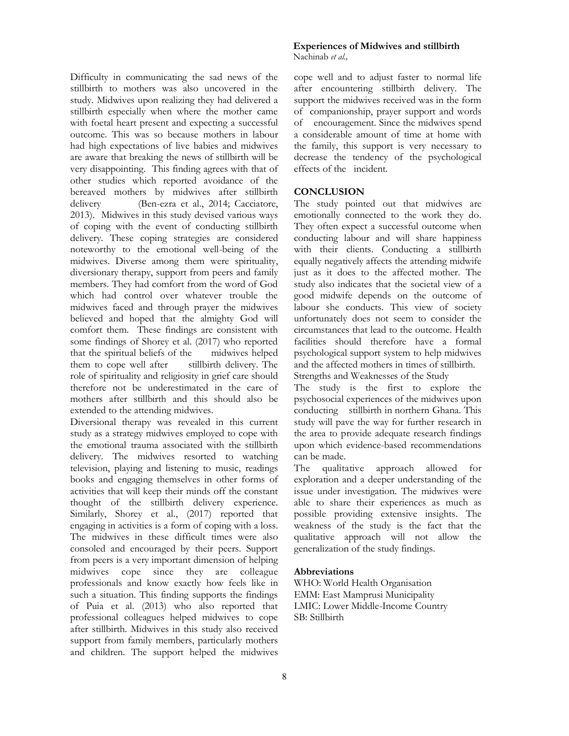Difficulty in communicating the sad news of the stillbirth to mothers was also uncovered in the study. Midwives upon realizing they had delivered a stillbirth especially when where the mother came with foetal heart present and expecting a successful outcome. This was so because mothers in labour had high expectations of live babies and midwives are aware that breaking the news of stillbirth will be very disappointing. This finding agrees with that of other studies which reported avoidance of the bereaved mothers by midwives after stillbirth delivery (Ben-ezra et al., 2014; Cacciatore, 2013). Midwives in this study devised various ways of coping with the event of conducting stillbirth delivery. These coping strategies are considered noteworthy to the emotional well-being of the midwives. Diverse among them were spirituality, diversionary therapy, support from peers and family members. They had comfort from the word of God which had control over whatever trouble the midwives faced and through prayer the midwives believed and hoped that the almighty God will comfort them. These findings are consistent with some findings of Shorey et al. (2017) who reported that the spiritual beliefs of the midwives helped them to cope well after stillbirth delivery. The role of spirituality and religiosity in grief care should therefore not be underestimated in the care of mothers after stillbirth and this should also be extended to the attending midwives.

Diversional therapy was revealed in this current study as a strategy midwives employed to cope with the emotional trauma associated with the stillbirth delivery. The midwives resorted to watching television, playing and listening to music, readings books and engaging themselves in other forms of activities that will keep their minds off the constant thought of the stillbirth delivery experience. Similarly, Shorey et al., (2017) reported that engaging in activities is a form of coping with a loss. The midwives in these difficult times were also consoled and encouraged by their peers. Support from peers is a very important dimension of helping midwives cope since they are colleague professionals and know exactly how feels like in such a situation. This finding supports the findings of Puia et al. (2013) who also reported that professional colleagues helped midwives to cope after stillbirth. Midwives in this study also received support from family members, particularly mothers and children. The support helped the midwives cope well and to adjust faster to normal life after encountering stillbirth delivery. The support the midwives received was in the form of companionship, prayer support and words of encouragement. Since the midwives spend a considerable amount of time at home with the family, this support is very necessary to decrease the tendency of the psychological effects of the incident.

## CONCLUSION

The study pointed out that midwives are emotionally connected to the work they do. They often expect a successful outcome when conducting labour and will share happiness with their clients. Conducting a stillbirth equally negatively affects the attending midwife just as it does to the affected mother. The study also indicates that the societal view of a good midwife depends on the outcome of labour she conducts. This view of society unfortunately does not seem to consider the circumstances that lead to the outcome. Health facilities should therefore have a formal psychological support system to help midwives and the affected mothers in times of stillbirth.

Strengths and Weaknesses of the Study

The study is the first to explore the psychosocial experiences of the midwives upon conducting stillbirth in northern Ghana. This study will pave the way for further research in the area to provide adequate research findings upon which evidence-based recommendations can be made.

The qualitative approach allowed for exploration and a deeper understanding of the issue under investigation. The midwives were able to share their experiences as much as possible providing extensive insights. The weakness of the study is the fact that the qualitative approach will not allow the generalization of the study findings.

### Abbreviations

WHO: World Health Organisation
EMM: East Mamprusi Municipality
LMIC: Lower Middle-Income Country
SB: Stillbirth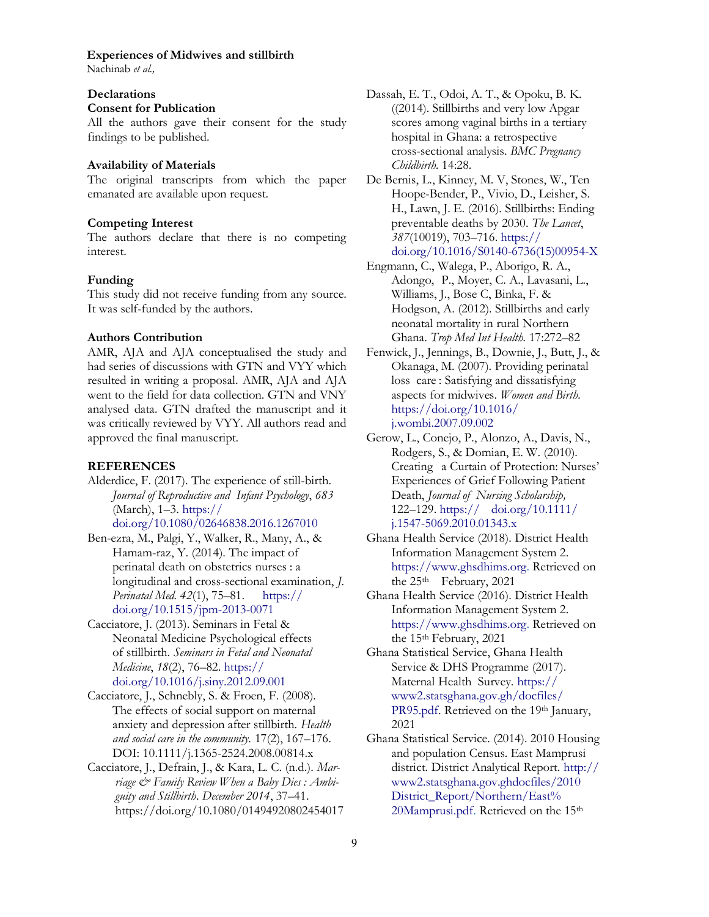## Declarations

### Consent for Publication

All the authors gave their consent for the study findings to be published.

### Availability of Materials

The original transcripts from which the paper emanated are available upon request.

### Competing Interest

The authors declare that there is no competing interest.

### Funding

This study did not receive funding from any source. It was self-funded by the authors.

### Authors Contribution

AMR, AJA and AJA conceptualised the study and had series of discussions with GTN and VYY which resulted in writing a proposal. AMR, AJA and AJA went to the field for data collection. GTN and VNY analysed data. GTN drafted the manuscript and it was critically reviewed by VYY. All authors read and approved the final manuscript.

## REFERENCES

Alderdice, F. (2017). The experience of still-birth. *Journal of Reproductive and Infant Psychology*, *683* (March), 1–3. https://doi.org/10.1080/02646838.2016.1267010

Ben-ezra, M., Palgi, Y., Walker, R., Many, A., & Hamam-raz, Y. (2014). The impact of perinatal death on obstetrics nurses : a longitudinal and cross-sectional examination, *J. Perinatal Med. 42*(1), 75–81. https://doi.org/10.1515/jpm-2013-0071

Cacciatore, J. (2013). Seminars in Fetal & Neonatal Medicine Psychological effects of stillbirth. *Seminars in Fetal and Neonatal Medicine*, *18*(2), 76–82. https://doi.org/10.1016/j.siny.2012.09.001

Cacciatore, J., Schnebly, S. & Froen, F. (2008). The effects of social support on maternal anxiety and depression after stillbirth. *Health and social care in the community.* 17(2), 167–176. DOI: 10.1111/j.1365-2524.2008.00814.x

Cacciatore, J., Defrain, J., & Kara, L. C. (n.d.). *Marriage & Family Review When a Baby Dies : Ambiguity and Stillbirth*. *December 2014*, 37–41. https://doi.org/10.1080/01494920802454017

Dassah, E. T., Odoi, A. T., & Opoku, B. K. ((2014). Stillbirths and very low Apgar scores among vaginal births in a tertiary hospital in Ghana: a retrospective cross-sectional analysis. *BMC Pregnancy Childbirth.* 14:28.

De Bernis, L., Kinney, M. V, Stones, W., Ten Hoope-Bender, P., Vivio, D., Leisher, S. H., Lawn, J. E. (2016). Stillbirths: Ending preventable deaths by 2030. *The Lancet*, *387*(10019), 703–716. https://doi.org/10.1016/S0140-6736(15)00954-X

Engmann, C., Walega, P., Aborigo, R. A., Adongo, P., Moyer, C. A., Lavasani, L., Williams, J., Bose C, Binka, F. & Hodgson, A. (2012). Stillbirths and early neonatal mortality in rural Northern Ghana. *Trop Med Int Health.* 17:272–82

Fenwick, J., Jennings, B., Downie, J., Butt, J., & Okanaga, M. (2007). Providing perinatal loss care : Satisfying and dissatisfying aspects for midwives. *Women and Birth.* https://doi.org/10.1016/j.wombi.2007.09.002

Gerow, L., Conejo, P., Alonzo, A., Davis, N., Rodgers, S., & Domian, E. W. (2010). Creating a Curtain of Protection: Nurses' Experiences of Grief Following Patient Death, *Journal of Nursing Scholarship,* 122–129. https://doi.org/10.1111/j.1547-5069.2010.01343.x

Ghana Health Service (2018). District Health Information Management System 2. https://www.ghsdhims.org. Retrieved on the 25th February, 2021

Ghana Health Service (2016). District Health Information Management System 2. https://www.ghsdhims.org. Retrieved on the 15th February, 2021

Ghana Statistical Service, Ghana Health Service & DHS Programme (2017). Maternal Health Survey. https://www2.statsghana.gov.gh/docfiles/PR95.pdf. Retrieved on the 19th January, 2021

Ghana Statistical Service. (2014). 2010 Housing and population Census. East Mamprusi district. District Analytical Report. http://www2.statsghana.gov.ghdocfiles/2010District_Report/Northern/East%20Mamprusi.pdf. Retrieved on the 15th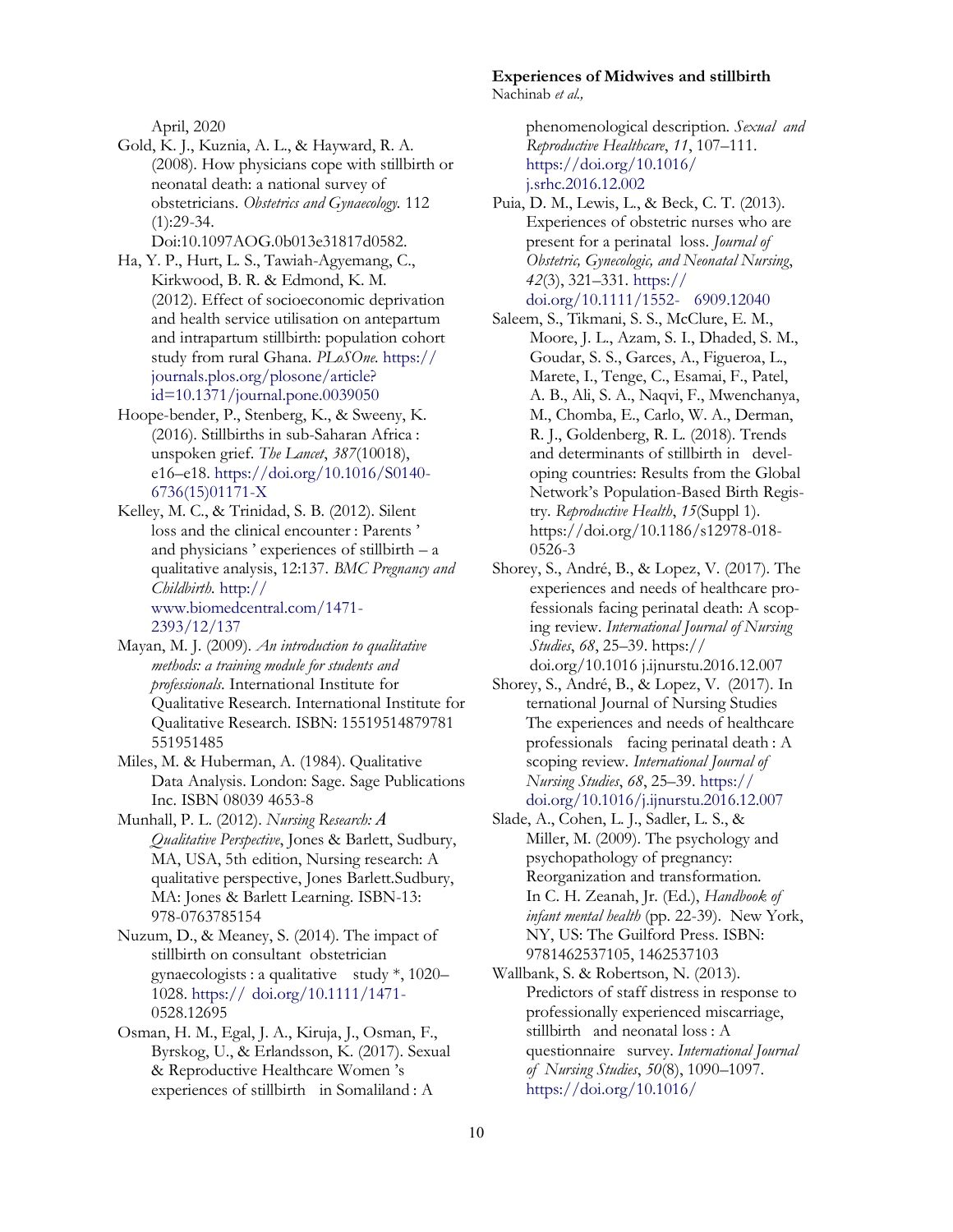April, 2020

Gold, K. J., Kuznia, A. L., & Hayward, R. A. (2008). How physicians cope with stillbirth or neonatal death: a national survey of obstetricians. *Obstetrics and Gynaecology.* 112 (1):29-34. Doi:10.1097AOG.0b013e31817d0582.

Ha, Y. P., Hurt, L. S., Tawiah-Agyemang, C., Kirkwood, B. R. & Edmond, K. M. (2012). Effect of socioeconomic deprivation and health service utilisation on antepartum and intrapartum stillbirth: population cohort study from rural Ghana. *PLoSOne.* https://journals.plos.org/plosone/article?id=10.1371/journal.pone.0039050

Hoope-bender, P., Stenberg, K., & Sweeny, K. (2016). Stillbirths in sub-Saharan Africa : unspoken grief. *The Lancet*, *387*(10018), e16–e18. https://doi.org/10.1016/S0140-6736(15)01171-X

Kelley, M. C., & Trinidad, S. B. (2012). Silent loss and the clinical encounter : Parents ' and physicians ' experiences of stillbirth – a qualitative analysis, 12:137. *BMC Pregnancy and Childbirth.* http://www.biomedcentral.com/1471-2393/12/137

Mayan, M. J. (2009). *An introduction to qualitative methods: a training module for students and professionals.* International Institute for Qualitative Research. International Institute for Qualitative Research. ISBN: 15519514879781 551951485

Miles, M. & Huberman, A. (1984). Qualitative Data Analysis. London: Sage. Sage Publications Inc. ISBN 08039 4653-8

Munhall, P. L. (2012). *Nursing Research: A Qualitative Perspective*, Jones & Barlett, Sudbury, MA, USA, 5th edition, Nursing research: A qualitative perspective, Jones Barlett.Sudbury, MA: Jones & Barlett Learning. ISBN-13: 978-0763785154

Nuzum, D., & Meaney, S. (2014). The impact of stillbirth on consultant obstetrician gynaecologists : a qualitative study *, 1020–1028. https:// doi.org/10.1111/1471-0528.12695

Osman, H. M., Egal, J. A., Kiruja, J., Osman, F., Byrskog, U., & Erlandsson, K. (2017). Sexual & Reproductive Healthcare Women 's experiences of stillbirth in Somaliland : A phenomenological description. *Sexual and Reproductive Healthcare*, *11*, 107–111. https://doi.org/10.1016/j.srhc.2016.12.002

Puia, D. M., Lewis, L., & Beck, C. T. (2013). Experiences of obstetric nurses who are present for a perinatal loss. *Journal of Obstetric, Gynecologic, and Neonatal Nursing*, *42*(3), 321–331. https://doi.org/10.1111/1552- 6909.12040

Saleem, S., Tikmani, S. S., McClure, E. M., Moore, J. L., Azam, S. I., Dhaded, S. M., Goudar, S. S., Garces, A., Figueroa, L., Marete, I., Tenge, C., Esamai, F., Patel, A. B., Ali, S. A., Naqvi, F., Mwenchanya, M., Chomba, E., Carlo, W. A., Derman, R. J., Goldenberg, R. L. (2018). Trends and determinants of stillbirth in developing countries: Results from the Global Network's Population-Based Birth Registry. *Reproductive Health*, *15*(Suppl 1). https://doi.org/10.1186/s12978-018-0526-3

Shorey, S., André, B., & Lopez, V. (2017). The experiences and needs of healthcare professionals facing perinatal death: A scoping review. *International Journal of Nursing Studies*, *68*, 25–39. https://doi.org/10.1016 j.ijnurstu.2016.12.007

Shorey, S., André, B., & Lopez, V. (2017). In ternational Journal of Nursing Studies The experiences and needs of healthcare professionals facing perinatal death : A scoping review. *International Journal of Nursing Studies*, *68*, 25–39. https://doi.org/10.1016/j.ijnurstu.2016.12.007

Slade, A., Cohen, L. J., Sadler, L. S., & Miller, M. (2009). The psychology and psychopathology of pregnancy: Reorganization and transformation. In C. H. Zeanah, Jr. (Ed.), *Handbook of infant mental health* (pp. 22-39). New York, NY, US: The Guilford Press. ISBN: 9781462537105, 1462537103

Wallbank, S. & Robertson, N. (2013). Predictors of staff distress in response to professionally experienced miscarriage, stillbirth and neonatal loss : A questionnaire survey. *International Journal of Nursing Studies*, *50*(8), 1090–1097. https://doi.org/10.1016/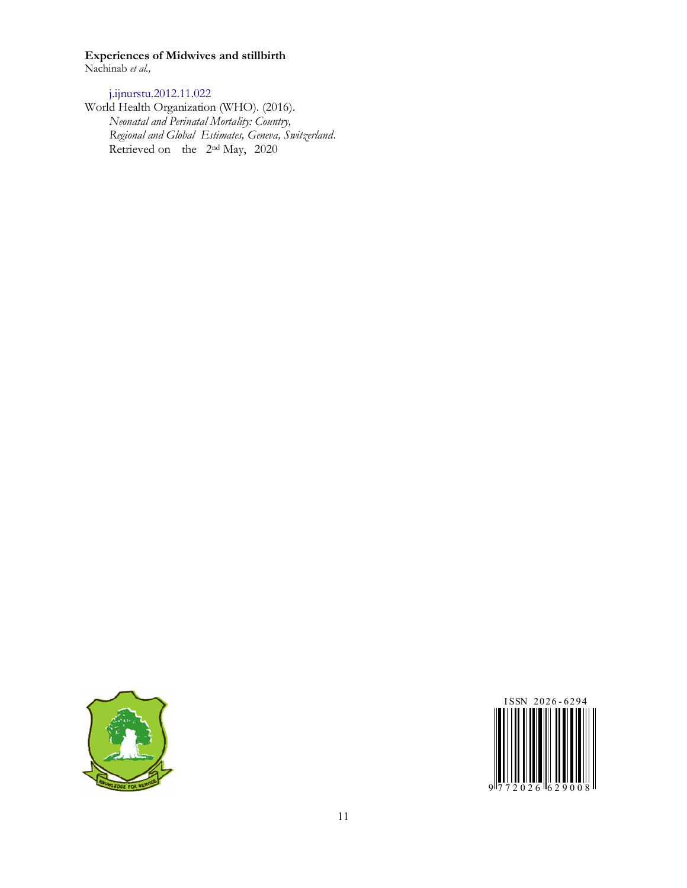j.ijnurstu.2012.11.022

World Health Organization (WHO). (2016). *Neonatal and Perinatal Mortality: Country, Regional and Global Estimates, Geneva, Switzerland*. Retrieved on the 2nd May, 2020

ISSN 2026-6294

9 772026 629008